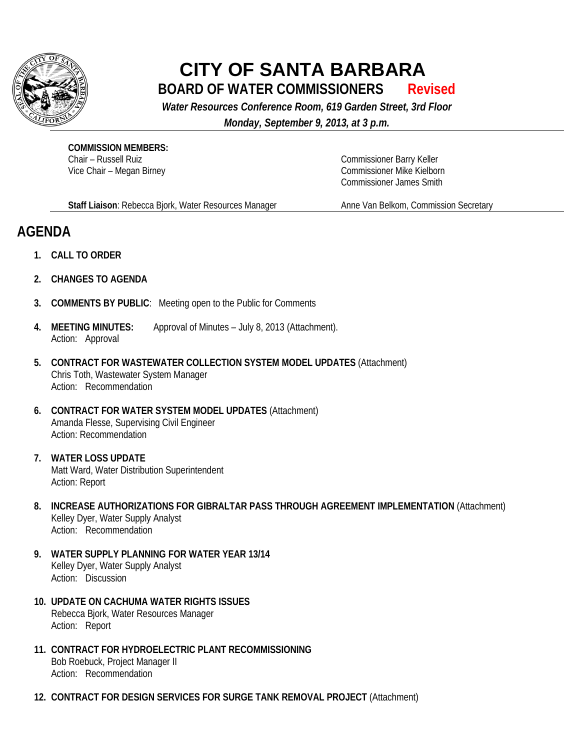# CITY OF SANTA BARBARA

## BOARD OF WATER COMMISSIONERS **Revised**

***Water Resources Conference Room, 619 Garden Street, 3rd Floor***

***Monday, September 9, 2013, at 3 p.m.***

**COMMISSION MEMBERS:**

Chair – Russell Ruiz
Vice Chair – Megan Birney

Commissioner Barry Keller
Commissioner Mike Kielborn
Commissioner James Smith

**Staff Liaison**: Rebecca Bjork, Water Resources Manager

Anne Van Belkom, Commission Secretary

# AGENDA

1. **CALL TO ORDER**

2. **CHANGES TO AGENDA**

3. **COMMENTS BY PUBLIC**: Meeting open to the Public for Comments

4. **MEETING MINUTES:** Approval of Minutes – July 8, 2013 (Attachment).
   Action: Approval

5. **CONTRACT FOR WASTEWATER COLLECTION SYSTEM MODEL UPDATES** (Attachment)
   Chris Toth, Wastewater System Manager
   Action: Recommendation

6. **CONTRACT FOR WATER SYSTEM MODEL UPDATES** (Attachment)
   Amanda Flesse, Supervising Civil Engineer
   Action: Recommendation

7. **WATER LOSS UPDATE**
   Matt Ward, Water Distribution Superintendent
   Action: Report

8. **INCREASE AUTHORIZATIONS FOR GIBRALTAR PASS THROUGH AGREEMENT IMPLEMENTATION** (Attachment)
   Kelley Dyer, Water Supply Analyst
   Action: Recommendation

9. **WATER SUPPLY PLANNING FOR WATER YEAR 13/14**
   Kelley Dyer, Water Supply Analyst
   Action: Discussion

10. **UPDATE ON CACHUMA WATER RIGHTS ISSUES**
    Rebecca Bjork, Water Resources Manager
    Action: Report

11. **CONTRACT FOR HYDROELECTRIC PLANT RECOMMISSIONING**
    Bob Roebuck, Project Manager II
    Action: Recommendation

12. **CONTRACT FOR DESIGN SERVICES FOR SURGE TANK REMOVAL PROJECT** (Attachment)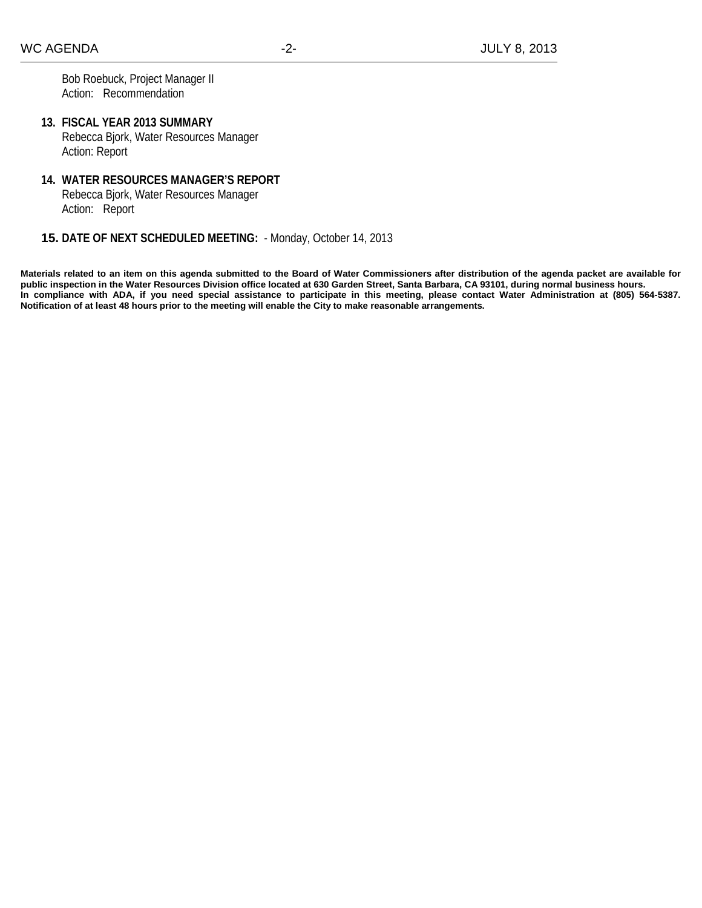Bob Roebuck, Project Manager II
Action: Recommendation

**13. FISCAL YEAR 2013 SUMMARY**
Rebecca Bjork, Water Resources Manager
Action: Report

**14. WATER RESOURCES MANAGER'S REPORT**
Rebecca Bjork, Water Resources Manager
Action: Report

**15. DATE OF NEXT SCHEDULED MEETING:** - Monday, October 14, 2013

**Materials related to an item on this agenda submitted to the Board of Water Commissioners after distribution of the agenda packet are available for public inspection in the Water Resources Division office located at 630 Garden Street, Santa Barbara, CA 93101, during normal business hours.**
**In compliance with ADA, if you need special assistance to participate in this meeting, please contact Water Administration at (805) 564-5387. Notification of at least 48 hours prior to the meeting will enable the City to make reasonable arrangements.**